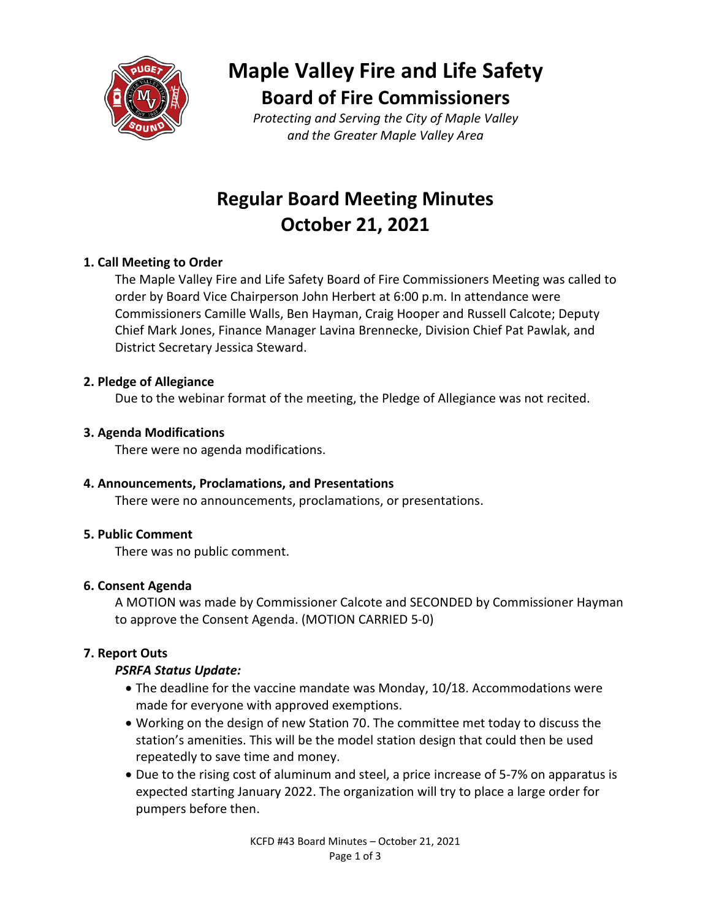# Maple Valley Fire and Life Safety

## Board of Fire Commissioners

*Protecting and Serving the City of Maple Valley and the Greater Maple Valley Area*

# Regular Board Meeting Minutes
# October 21, 2021

### 1. Call Meeting to Order

The Maple Valley Fire and Life Safety Board of Fire Commissioners Meeting was called to order by Board Vice Chairperson John Herbert at 6:00 p.m. In attendance were Commissioners Camille Walls, Ben Hayman, Craig Hooper and Russell Calcote; Deputy Chief Mark Jones, Finance Manager Lavina Brennecke, Division Chief Pat Pawlak, and District Secretary Jessica Steward.

### 2. Pledge of Allegiance

Due to the webinar format of the meeting, the Pledge of Allegiance was not recited.

### 3. Agenda Modifications

There were no agenda modifications.

### 4. Announcements, Proclamations, and Presentations

There were no announcements, proclamations, or presentations.

### 5. Public Comment

There was no public comment.

### 6. Consent Agenda

A MOTION was made by Commissioner Calcote and SECONDED by Commissioner Hayman to approve the Consent Agenda. (MOTION CARRIED 5-0)

### 7. Report Outs

***PSRFA Status Update:***

- The deadline for the vaccine mandate was Monday, 10/18. Accommodations were made for everyone with approved exemptions.
- Working on the design of new Station 70. The committee met today to discuss the station's amenities. This will be the model station design that could then be used repeatedly to save time and money.
- Due to the rising cost of aluminum and steel, a price increase of 5-7% on apparatus is expected starting January 2022. The organization will try to place a large order for pumpers before then.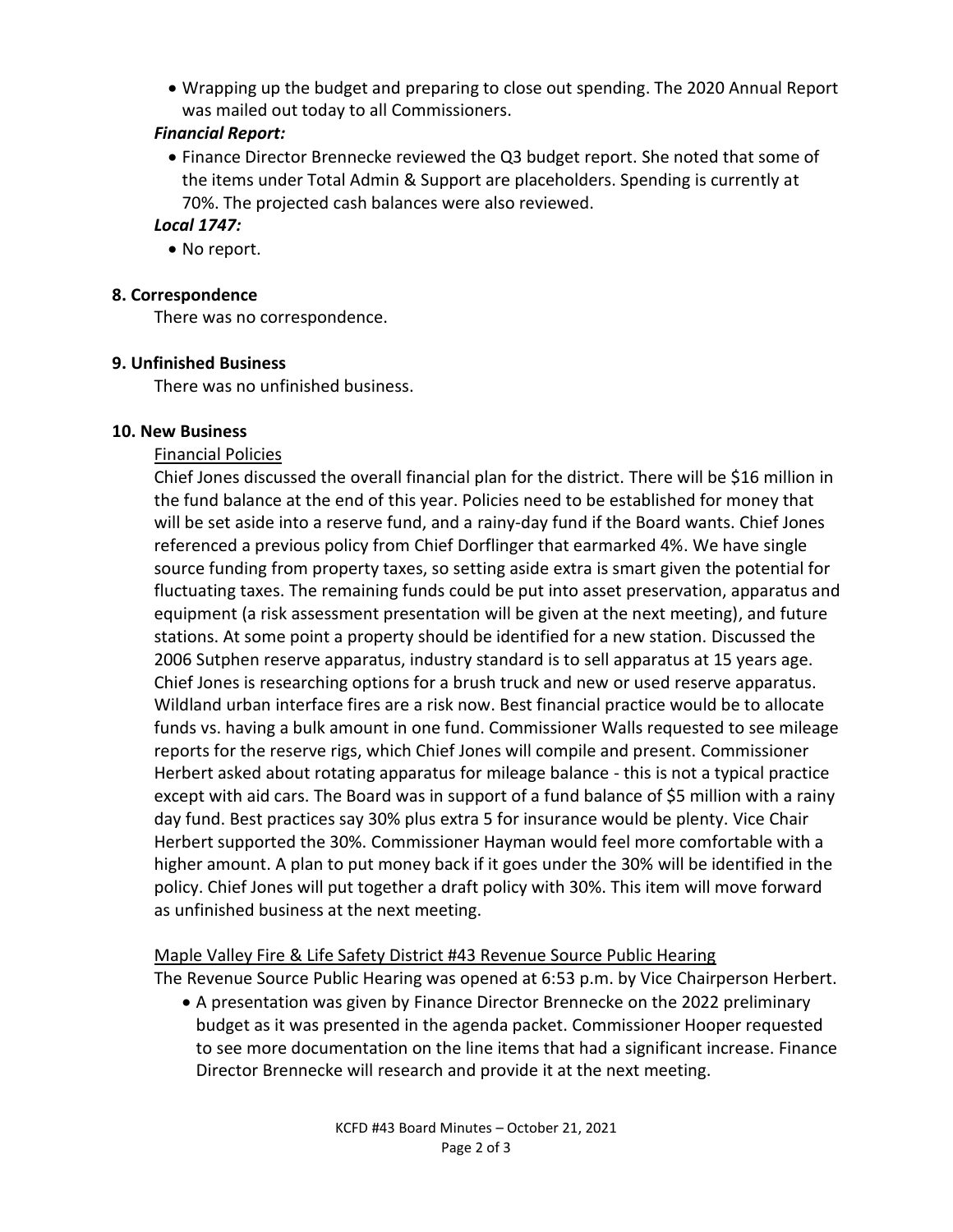- Wrapping up the budget and preparing to close out spending. The 2020 Annual Report was mailed out today to all Commissioners.

***Financial Report:***

- Finance Director Brennecke reviewed the Q3 budget report. She noted that some of the items under Total Admin & Support are placeholders. Spending is currently at 70%. The projected cash balances were also reviewed.

***Local 1747:***

- No report.

## 8. Correspondence

There was no correspondence.

## 9. Unfinished Business

There was no unfinished business.

## 10. New Business

Financial Policies

Chief Jones discussed the overall financial plan for the district. There will be $16 million in the fund balance at the end of this year. Policies need to be established for money that will be set aside into a reserve fund, and a rainy-day fund if the Board wants. Chief Jones referenced a previous policy from Chief Dorflinger that earmarked 4%. We have single source funding from property taxes, so setting aside extra is smart given the potential for fluctuating taxes. The remaining funds could be put into asset preservation, apparatus and equipment (a risk assessment presentation will be given at the next meeting), and future stations. At some point a property should be identified for a new station. Discussed the 2006 Sutphen reserve apparatus, industry standard is to sell apparatus at 15 years age. Chief Jones is researching options for a brush truck and new or used reserve apparatus. Wildland urban interface fires are a risk now. Best financial practice would be to allocate funds vs. having a bulk amount in one fund. Commissioner Walls requested to see mileage reports for the reserve rigs, which Chief Jones will compile and present. Commissioner Herbert asked about rotating apparatus for mileage balance - this is not a typical practice except with aid cars. The Board was in support of a fund balance of $5 million with a rainy day fund. Best practices say 30% plus extra 5 for insurance would be plenty. Vice Chair Herbert supported the 30%. Commissioner Hayman would feel more comfortable with a higher amount. A plan to put money back if it goes under the 30% will be identified in the policy. Chief Jones will put together a draft policy with 30%. This item will move forward as unfinished business at the next meeting.

Maple Valley Fire & Life Safety District #43 Revenue Source Public Hearing

The Revenue Source Public Hearing was opened at 6:53 p.m. by Vice Chairperson Herbert.

- A presentation was given by Finance Director Brennecke on the 2022 preliminary budget as it was presented in the agenda packet. Commissioner Hooper requested to see more documentation on the line items that had a significant increase. Finance Director Brennecke will research and provide it at the next meeting.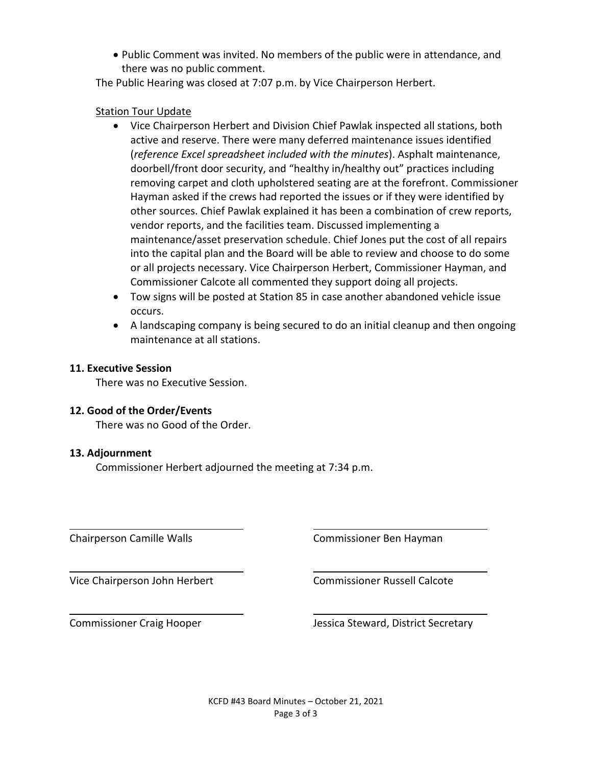- Public Comment was invited. No members of the public were in attendance, and there was no public comment.

The Public Hearing was closed at 7:07 p.m. by Vice Chairperson Herbert.

Station Tour Update

- Vice Chairperson Herbert and Division Chief Pawlak inspected all stations, both active and reserve. There were many deferred maintenance issues identified (*reference Excel spreadsheet included with the minutes*). Asphalt maintenance, doorbell/front door security, and "healthy in/healthy out" practices including removing carpet and cloth upholstered seating are at the forefront. Commissioner Hayman asked if the crews had reported the issues or if they were identified by other sources. Chief Pawlak explained it has been a combination of crew reports, vendor reports, and the facilities team. Discussed implementing a maintenance/asset preservation schedule. Chief Jones put the cost of all repairs into the capital plan and the Board will be able to review and choose to do some or all projects necessary. Vice Chairperson Herbert, Commissioner Hayman, and Commissioner Calcote all commented they support doing all projects.
- Tow signs will be posted at Station 85 in case another abandoned vehicle issue occurs.
- A landscaping company is being secured to do an initial cleanup and then ongoing maintenance at all stations.

**11. Executive Session**

There was no Executive Session.

**12. Good of the Order/Events**

There was no Good of the Order.

**13. Adjournment**

Commissioner Herbert adjourned the meeting at 7:34 p.m.

| | |
|---|---|
| Chairperson Camille Walls | Commissioner Ben Hayman |
| Vice Chairperson John Herbert | Commissioner Russell Calcote |
| Commissioner Craig Hooper | Jessica Steward, District Secretary |